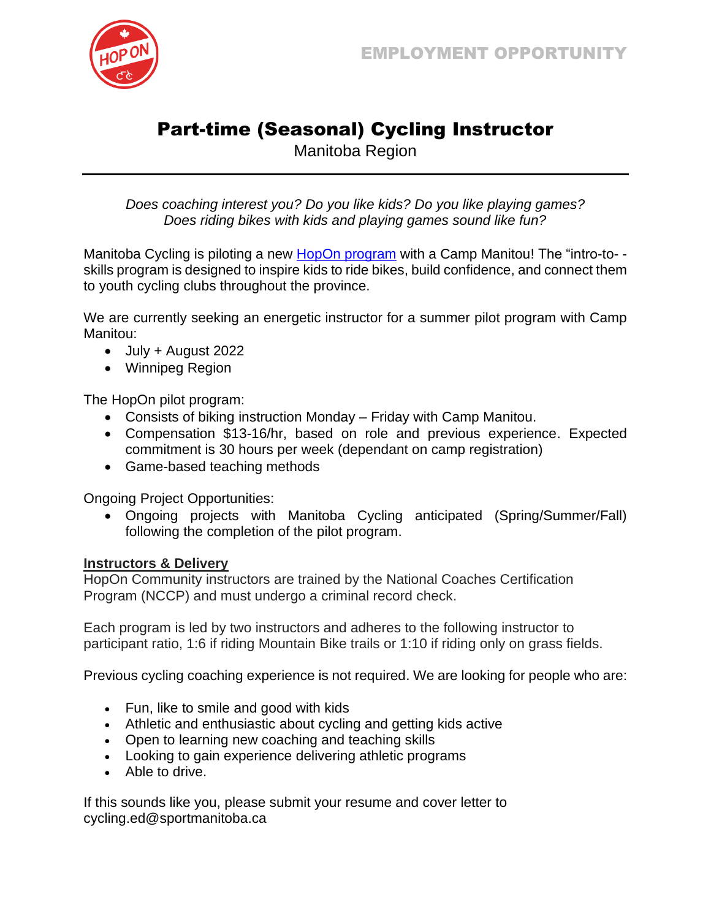EMPLOYMENT OPPORTUNITY

# Part-time (Seasonal) Cycling Instructor

Manitoba Region

*Does coaching interest you? Do you like kids? Do you like playing games? Does riding bikes with kids and playing games sound like fun?*

Manitoba Cycling is piloting a new HopOn program with a Camp Manitou! The "intro-to- -skills program is designed to inspire kids to ride bikes, build confidence, and connect them to youth cycling clubs throughout the province.

We are currently seeking an energetic instructor for a summer pilot program with Camp Manitou:

- July + August 2022
- Winnipeg Region

The HopOn pilot program:

- Consists of biking instruction Monday – Friday with Camp Manitou.
- Compensation $13-16/hr, based on role and previous experience. Expected commitment is 30 hours per week (dependant on camp registration)
- Game-based teaching methods

Ongoing Project Opportunities:

- Ongoing projects with Manitoba Cycling anticipated (Spring/Summer/Fall) following the completion of the pilot program.

**Instructors & Delivery**

HopOn Community instructors are trained by the National Coaches Certification Program (NCCP) and must undergo a criminal record check.

Each program is led by two instructors and adheres to the following instructor to participant ratio, 1:6 if riding Mountain Bike trails or 1:10 if riding only on grass fields.

Previous cycling coaching experience is not required. We are looking for people who are:

- Fun, like to smile and good with kids
- Athletic and enthusiastic about cycling and getting kids active
- Open to learning new coaching and teaching skills
- Looking to gain experience delivering athletic programs
- Able to drive.

If this sounds like you, please submit your resume and cover letter to cycling.ed@sportmanitoba.ca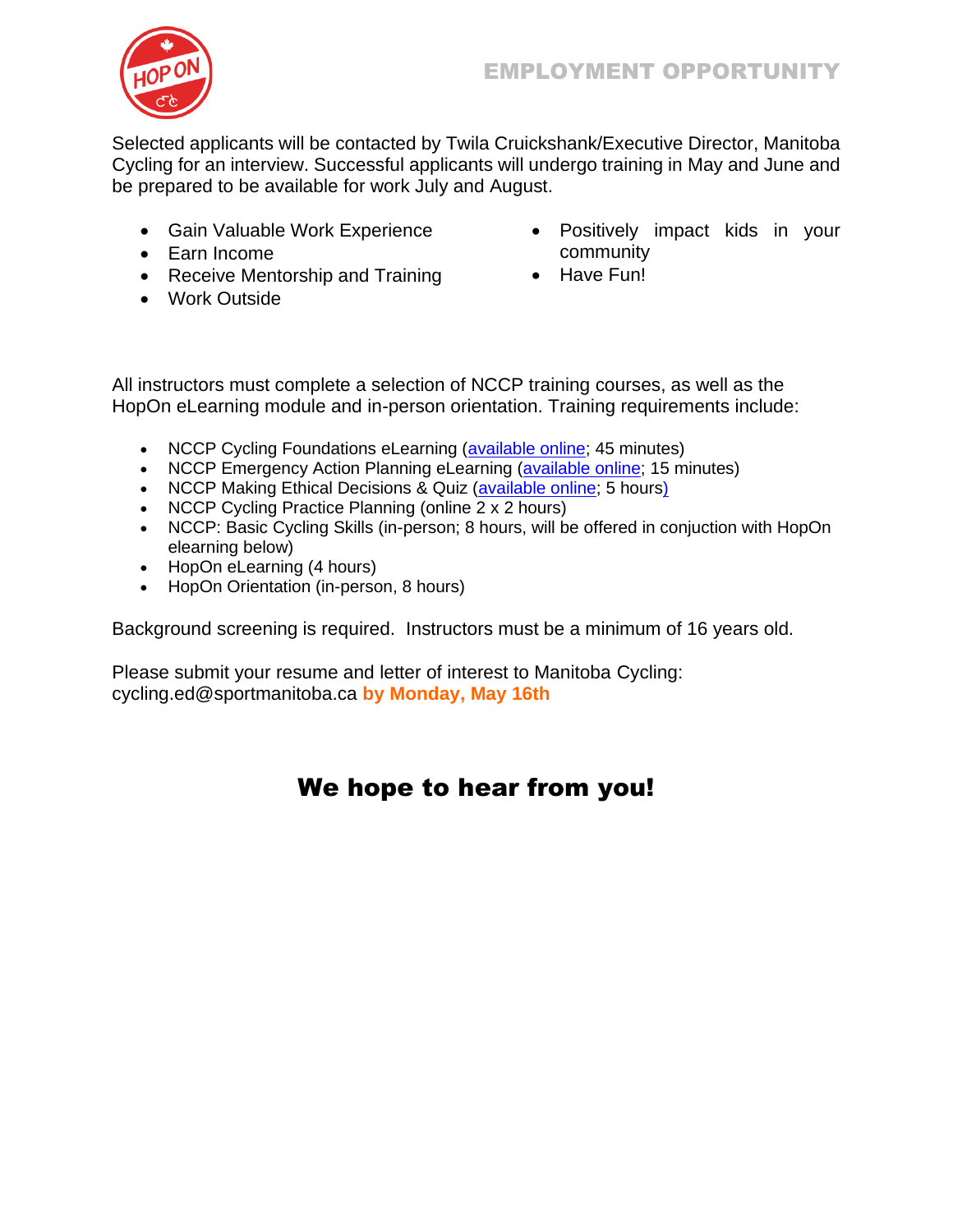Selected applicants will be contacted by Twila Cruickshank/Executive Director, Manitoba Cycling for an interview. Successful applicants will undergo training in May and June and be prepared to be available for work July and August.

- Gain Valuable Work Experience
- Earn Income
- Receive Mentorship and Training
- Work Outside
- Positively impact kids in your community
- Have Fun!

All instructors must complete a selection of NCCP training courses, as well as the HopOn eLearning module and in-person orientation. Training requirements include:

- NCCP Cycling Foundations eLearning (available online; 45 minutes)
- NCCP Emergency Action Planning eLearning (available online; 15 minutes)
- NCCP Making Ethical Decisions & Quiz (available online; 5 hours)
- NCCP Cycling Practice Planning (online 2 x 2 hours)
- NCCP: Basic Cycling Skills (in-person; 8 hours, will be offered in conjuction with HopOn elearning below)
- HopOn eLearning (4 hours)
- HopOn Orientation (in-person, 8 hours)

Background screening is required. Instructors must be a minimum of 16 years old.

Please submit your resume and letter of interest to Manitoba Cycling: cycling.ed@sportmanitoba.ca **by Monday, May 16th**

## We hope to hear from you!